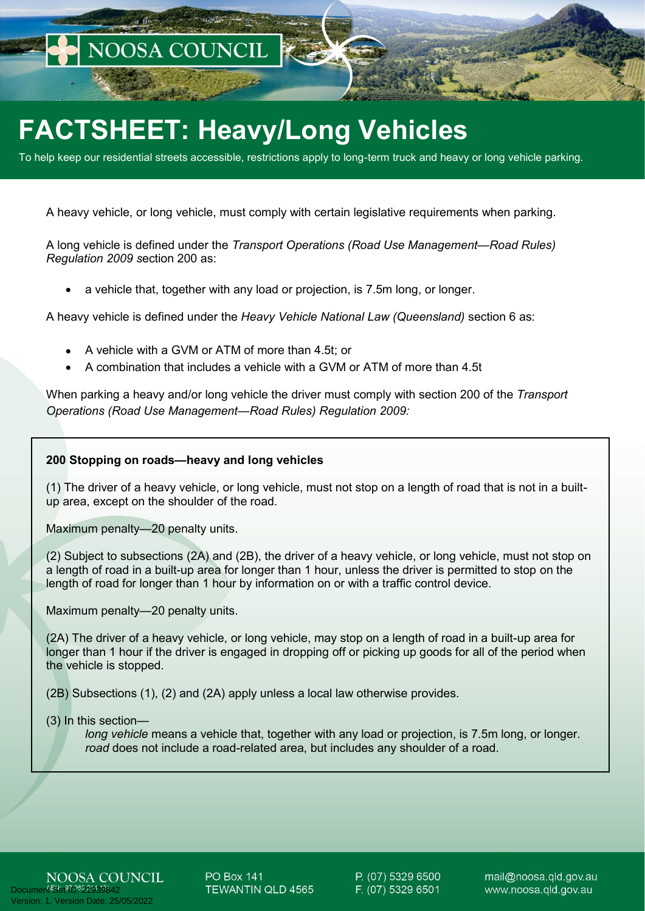# FACTSHEET: Heavy/Long Vehicles

To help keep our residential streets accessible, restrictions apply to long-term truck and heavy or long vehicle parking.

A heavy vehicle, or long vehicle, must comply with certain legislative requirements when parking.

A long vehicle is defined under the *Transport Operations (Road Use Management—Road Rules) Regulation 2009* section 200 as:

- a vehicle that, together with any load or projection, is 7.5m long, or longer.

A heavy vehicle is defined under the *Heavy Vehicle National Law (Queensland)* section 6 as:

- A vehicle with a GVM or ATM of more than 4.5t; or
- A combination that includes a vehicle with a GVM or ATM of more than 4.5t

When parking a heavy and/or long vehicle the driver must comply with section 200 of the *Transport Operations (Road Use Management—Road Rules) Regulation 2009:*

**200 Stopping on roads—heavy and long vehicles**

(1) The driver of a heavy vehicle, or long vehicle, must not stop on a length of road that is not in a built-up area, except on the shoulder of the road.

Maximum penalty—20 penalty units.

(2) Subject to subsections (2A) and (2B), the driver of a heavy vehicle, or long vehicle, must not stop on a length of road in a built-up area for longer than 1 hour, unless the driver is permitted to stop on the length of road for longer than 1 hour by information on or with a traffic control device.

Maximum penalty—20 penalty units.

(2A) The driver of a heavy vehicle, or long vehicle, may stop on a length of road in a built-up area for longer than 1 hour if the driver is engaged in dropping off or picking up goods for all of the period when the vehicle is stopped.

(2B) Subsections (1), (2) and (2A) apply unless a local law otherwise provides.

(3) In this section—

*long vehicle* means a vehicle that, together with any load or projection, is 7.5m long, or longer.
*road* does not include a road-related area, but includes any shoulder of a road.

NOOSA COUNCIL
PO Box 141
TEWANTIN QLD 4565
P. (07) 5329 6500
F. (07) 5329 6501
mail@noosa.qld.gov.au
www.noosa.qld.gov.au

Document Set ID: 21358842
Version: 1, Version Date: 25/05/2022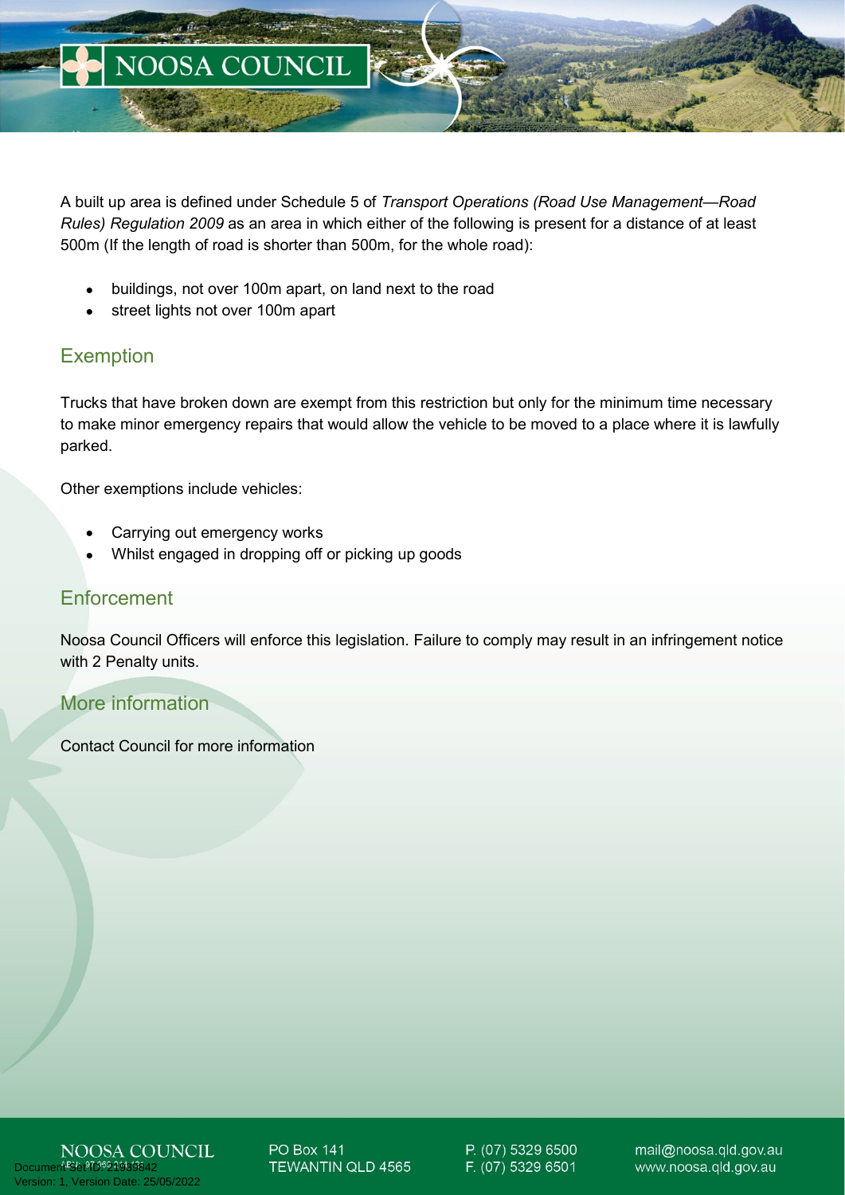A built up area is defined under Schedule 5 of *Transport Operations (Road Use Management—Road Rules) Regulation 2009* as an area in which either of the following is present for a distance of at least 500m (If the length of road is shorter than 500m, for the whole road):

- buildings, not over 100m apart, on land next to the road
- street lights not over 100m apart

## Exemption

Trucks that have broken down are exempt from this restriction but only for the minimum time necessary to make minor emergency repairs that would allow the vehicle to be moved to a place where it is lawfully parked.

Other exemptions include vehicles:

- Carrying out emergency works
- Whilst engaged in dropping off or picking up goods

## Enforcement

Noosa Council Officers will enforce this legislation. Failure to comply may result in an infringement notice with 2 Penalty units.

## More information

Contact Council for more information